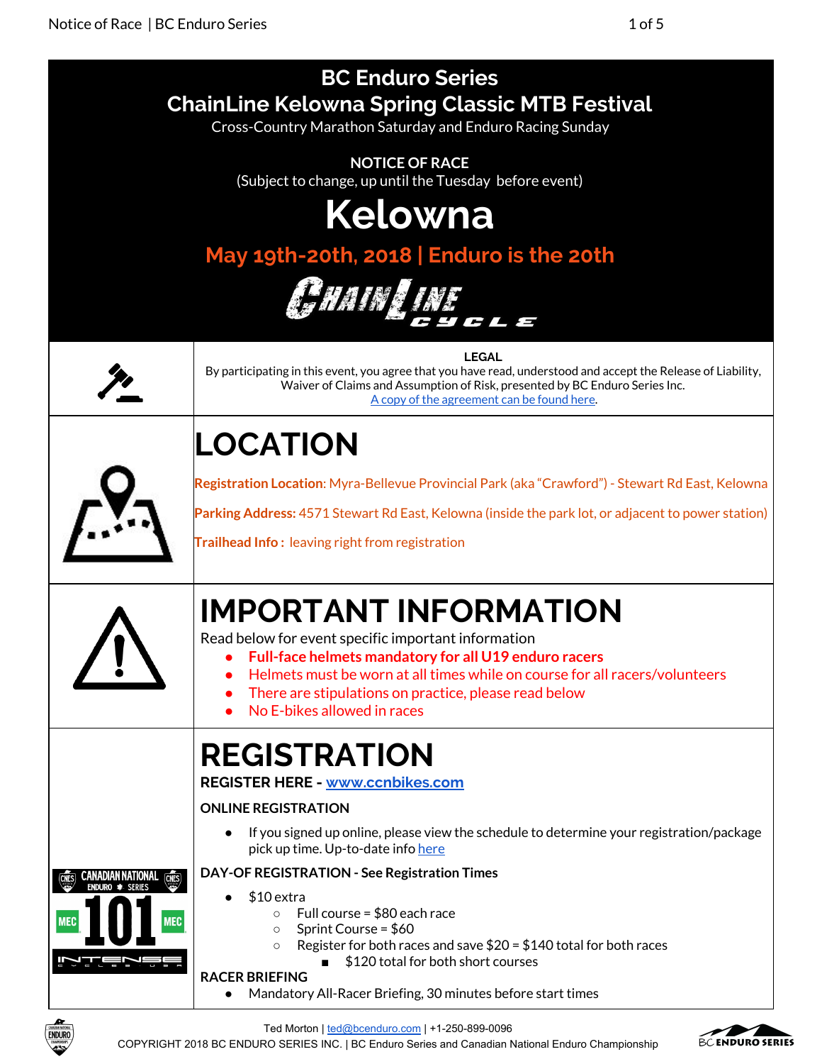# BC Enduro Series

# ChainLine Kelowna Spring Classic MTB Festival

Cross-Country Marathon Saturday and Enduro Racing Sunday

**NOTICE OF RACE**

(Subject to change, up until the Tuesday before event)

# Kelowna

## May 19th-20th, 2018 | Enduro is the 20th

**LEGAL**

By participating in this event, you agree that you have read, understood and accept the Release of Liability, Waiver of Claims and Assumption of Risk, presented by BC Enduro Series Inc.

[A copy of the agreement can be found here](#).

# LOCATION

**Registration Location**: Myra-Bellevue Provincial Park (aka "Crawford") - Stewart Rd East, Kelowna

**Parking Address:** 4571 Stewart Rd East, Kelowna (inside the park lot, or adjacent to power station)

**Trailhead Info :** leaving right from registration

# IMPORTANT INFORMATION

Read below for event specific important information

- **Full-face helmets mandatory for all U19 enduro racers**
- Helmets must be worn at all times while on course for all racers/volunteers
- There are stipulations on practice, please read below
- No E-bikes allowed in races

# REGISTRATION

**REGISTER HERE - [www.ccnbikes.com](http://www.ccnbikes.com)**

**ONLINE REGISTRATION**

- If you signed up online, please view the schedule to determine your registration/package pick up time. Up-to-date info [here](#)

**DAY-OF REGISTRATION - See Registration Times**

- $10 extra
  - Full course = $80 each race
  - Sprint Course = $60
  - Register for both races and save $20 = $140 total for both races
    - $120 total for both short courses

**RACER BRIEFING**

- Mandatory All-Racer Briefing, 30 minutes before start times

Ted Morton | [ted@bcenduro.com](mailto:ted@bcenduro.com) | +1-250-899-0096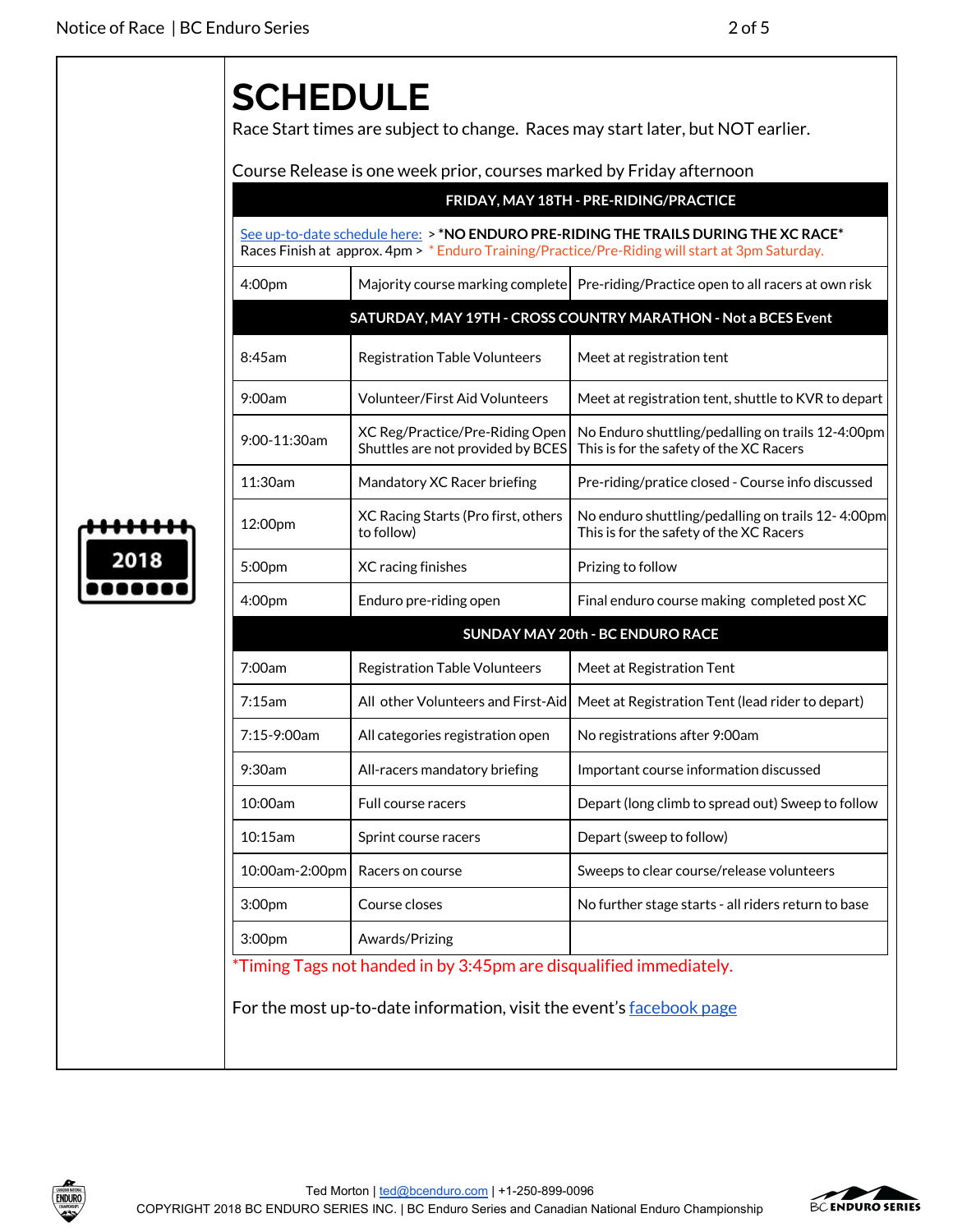# SCHEDULE

Race Start times are subject to change. Races may start later, but NOT earlier.

Course Release is one week prior, courses marked by Friday afternoon

| FRIDAY, MAY 18TH - PRE-RIDING/PRACTICE | | |
|---|---|---|
| See up-to-date schedule here: > ***NO ENDURO PRE-RIDING THE TRAILS DURING THE XC RACE*** Races Finish at approx. 4pm > * Enduro Training/Practice/Pre-Riding will start at 3pm Saturday. | | |
| 4:00pm | Majority course marking complete | Pre-riding/Practice open to all racers at own risk |
| **SATURDAY, MAY 19TH - CROSS COUNTRY MARATHON - Not a BCES Event** | | |
| 8:45am | Registration Table Volunteers | Meet at registration tent |
| 9:00am | Volunteer/First Aid Volunteers | Meet at registration tent, shuttle to KVR to depart |
| 9:00-11:30am | XC Reg/Practice/Pre-Riding Open Shuttles are not provided by BCES | No Enduro shuttling/pedalling on trails 12-4:00pm This is for the safety of the XC Racers |
| 11:30am | Mandatory XC Racer briefing | Pre-riding/pratice closed - Course info discussed |
| 12:00pm | XC Racing Starts (Pro first, others to follow) | No enduro shuttling/pedalling on trails 12- 4:00pm This is for the safety of the XC Racers |
| 5:00pm | XC racing finishes | Prizing to follow |
| 4:00pm | Enduro pre-riding open | Final enduro course making completed post XC |
| **SUNDAY MAY 20th - BC ENDURO RACE** | | |
| 7:00am | Registration Table Volunteers | Meet at Registration Tent |
| 7:15am | All other Volunteers and First-Aid | Meet at Registration Tent (lead rider to depart) |
| 7:15-9:00am | All categories registration open | No registrations after 9:00am |
| 9:30am | All-racers mandatory briefing | Important course information discussed |
| 10:00am | Full course racers | Depart (long climb to spread out) Sweep to follow |
| 10:15am | Sprint course racers | Depart (sweep to follow) |
| 10:00am-2:00pm | Racers on course | Sweeps to clear course/release volunteers |
| 3:00pm | Course closes | No further stage starts - all riders return to base |
| 3:00pm | Awards/Prizing | |

*Timing Tags not handed in by 3:45pm are disqualified immediately.

For the most up-to-date information, visit the event's facebook page

Ted Morton | ted@bcenduro.com | +1-250-899-0096

COPYRIGHT 2018 BC ENDURO SERIES INC. | BC Enduro Series and Canadian National Enduro Championship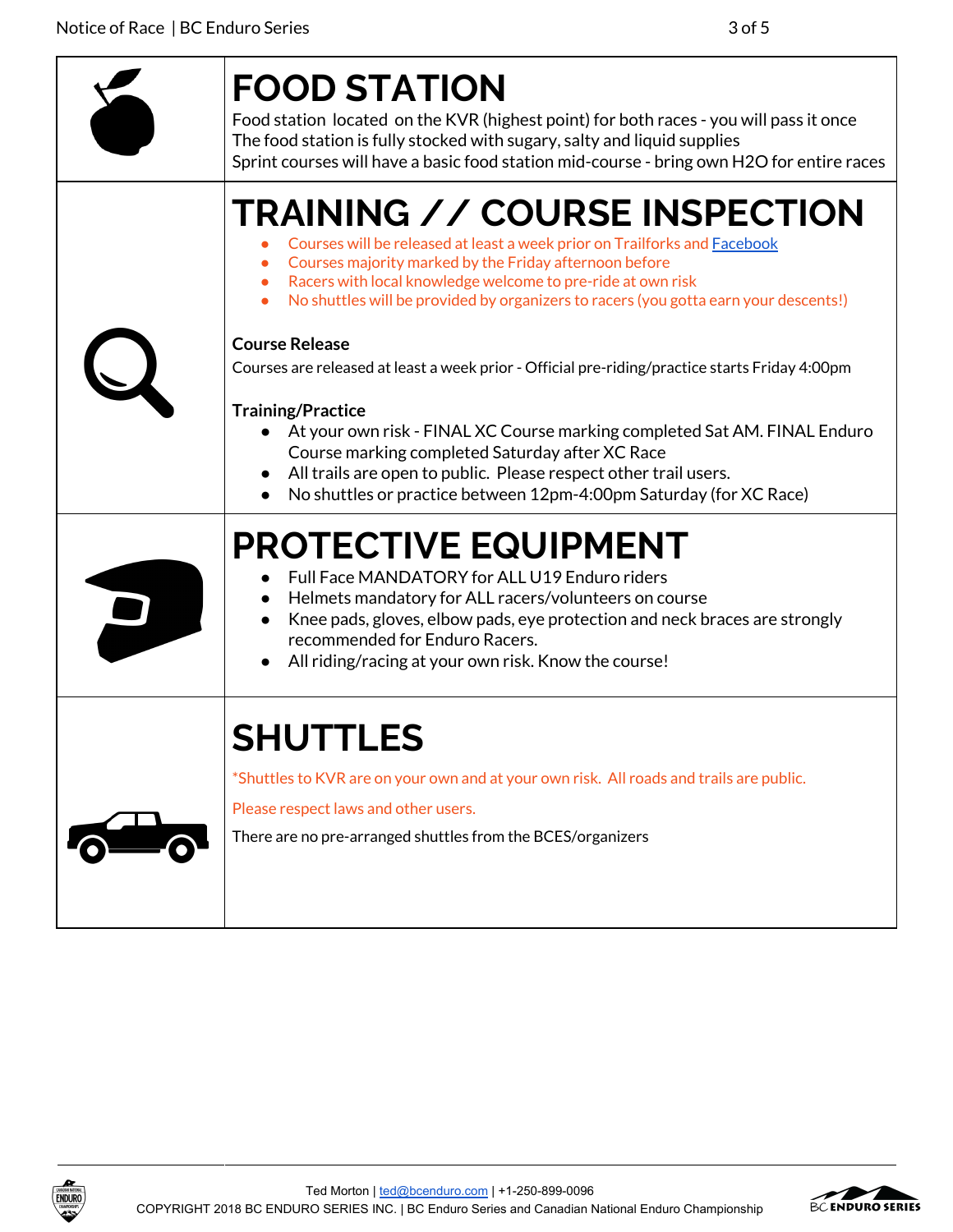# FOOD STATION

Food station located on the KVR (highest point) for both races - you will pass it once
The food station is fully stocked with sugary, salty and liquid supplies
Sprint courses will have a basic food station mid-course - bring own H2O for entire races

# TRAINING // COURSE INSPECTION

- Courses will be released at least a week prior on Trailforks and Facebook
- Courses majority marked by the Friday afternoon before
- Racers with local knowledge welcome to pre-ride at own risk
- No shuttles will be provided by organizers to racers (you gotta earn your descents!)

**Course Release**

Courses are released at least a week prior - Official pre-riding/practice starts Friday 4:00pm

**Training/Practice**

- At your own risk - FINAL XC Course marking completed Sat AM. FINAL Enduro Course marking completed Saturday after XC Race
- All trails are open to public. Please respect other trail users.
- No shuttles or practice between 12pm-4:00pm Saturday (for XC Race)

# PROTECTIVE EQUIPMENT

- Full Face MANDATORY for ALL U19 Enduro riders
- Helmets mandatory for ALL racers/volunteers on course
- Knee pads, gloves, elbow pads, eye protection and neck braces are strongly recommended for Enduro Racers.
- All riding/racing at your own risk. Know the course!

# SHUTTLES

*Shuttles to KVR are on your own and at your own risk. All roads and trails are public.

Please respect laws and other users.

There are no pre-arranged shuttles from the BCES/organizers

Ted Morton | ted@bcenduro.com | +1-250-899-0096
COPYRIGHT 2018 BC ENDURO SERIES INC. | BC Enduro Series and Canadian National Enduro Championship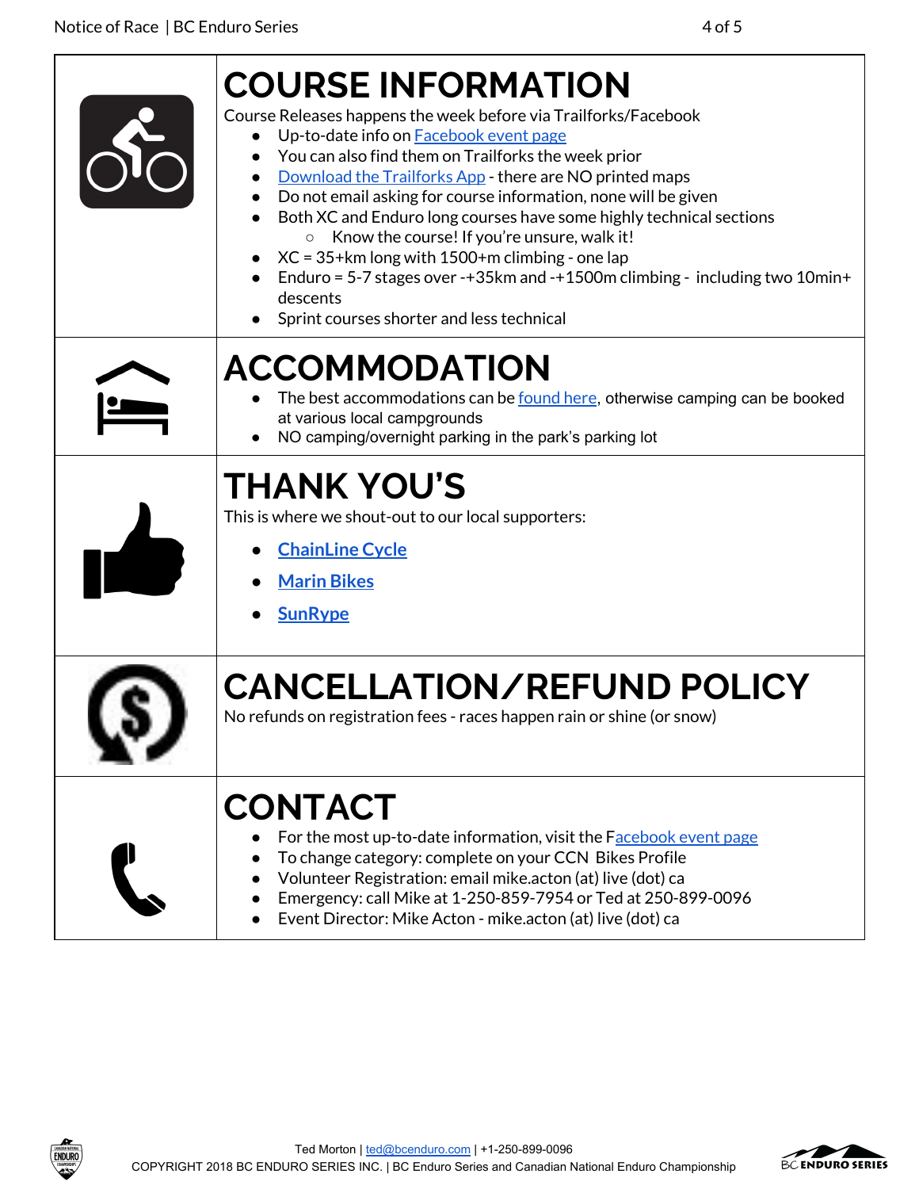# COURSE INFORMATION

Course Releases happens the week before via Trailforks/Facebook

- Up-to-date info on Facebook event page
- You can also find them on Trailforks the week prior
- Download the Trailforks App - there are NO printed maps
- Do not email asking for course information, none will be given
- Both XC and Enduro long courses have some highly technical sections
  - Know the course! If you're unsure, walk it!
- XC = 35+km long with 1500+m climbing - one lap
- Enduro = 5-7 stages over -+35km and -+1500m climbing - including two 10min+ descents
- Sprint courses shorter and less technical

# ACCOMMODATION

- The best accommodations can be found here, otherwise camping can be booked at various local campgrounds
- NO camping/overnight parking in the park's parking lot

# THANK YOU'S

This is where we shout-out to our local supporters:

- **ChainLine Cycle**
- **Marin Bikes**
- **SunRype**

# CANCELLATION/REFUND POLICY

No refunds on registration fees - races happen rain or shine (or snow)

# CONTACT

- For the most up-to-date information, visit the Facebook event page
- To change category: complete on your CCN Bikes Profile
- Volunteer Registration: email mike.acton (at) live (dot) ca
- Emergency: call Mike at 1-250-859-7954 or Ted at 250-899-0096
- Event Director: Mike Acton - mike.acton (at) live (dot) ca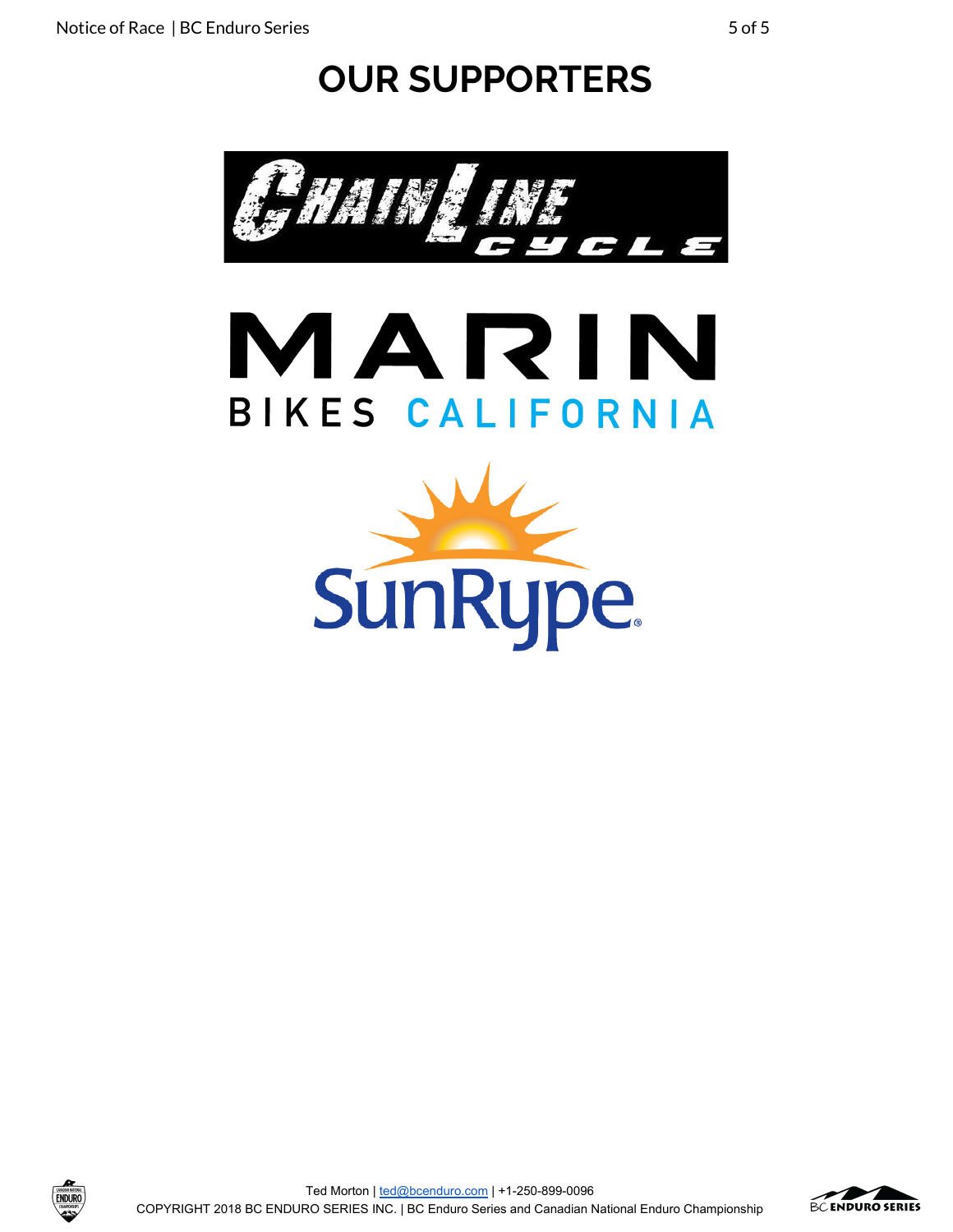# OUR SUPPORTERS

CHAINLINE CYCLE

MARIN BIKES CALIFORNIA

SunRype

Ted Morton | ted@bcenduro.com | +1-250-899-0096
COPYRIGHT 2018 BC ENDURO SERIES INC. | BC Enduro Series and Canadian National Enduro Championship